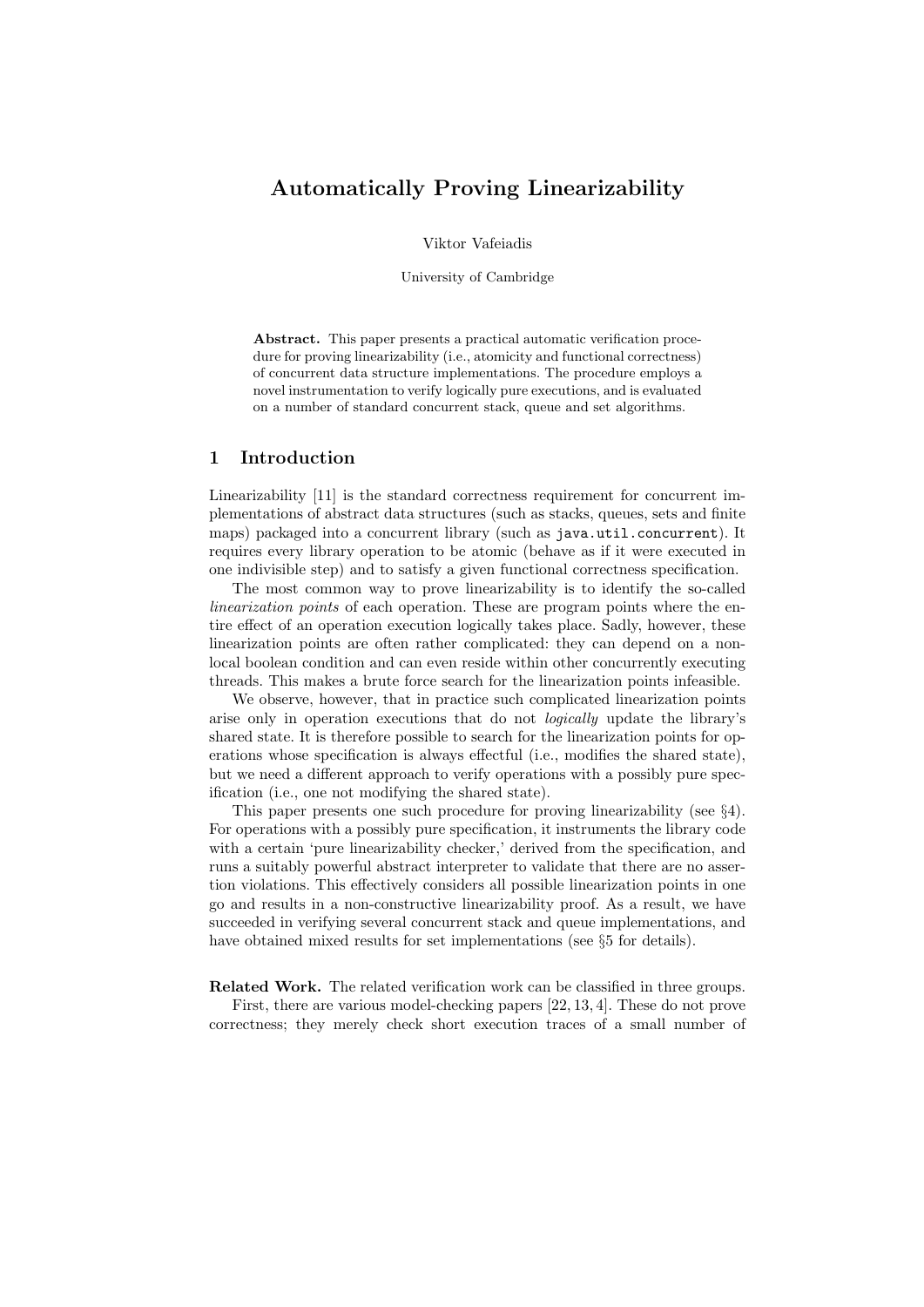# Automatically Proving Linearizability

Viktor Vafeiadis

University of Cambridge

**Abstract.** This paper presents a practical automatic verification procedure for proving linearizability (i.e., atomicity and functional correctness) of concurrent data structure implementations. The procedure employs a novel instrumentation to verify logically pure executions, and is evaluated on a number of standard concurrent stack, queue and set algorithms.

## 1 Introduction

Linearizability [11] is the standard correctness requirement for concurrent implementations of abstract data structures (such as stacks, queues, sets and finite maps) packaged into a concurrent library (such as `java.util.concurrent`). It requires every library operation to be atomic (behave as if it were executed in one indivisible step) and to satisfy a given functional correctness specification.

The most common way to prove linearizability is to identify the so-called *linearization points* of each operation. These are program points where the entire effect of an operation execution logically takes place. Sadly, however, these linearization points are often rather complicated: they can depend on a non-local boolean condition and can even reside within other concurrently executing threads. This makes a brute force search for the linearization points infeasible.

We observe, however, that in practice such complicated linearization points arise only in operation executions that do not *logically* update the library's shared state. It is therefore possible to search for the linearization points for operations whose specification is always effectful (i.e., modifies the shared state), but we need a different approach to verify operations with a possibly pure specification (i.e., one not modifying the shared state).

This paper presents one such procedure for proving linearizability (see §4). For operations with a possibly pure specification, it instruments the library code with a certain 'pure linearizability checker,' derived from the specification, and runs a suitably powerful abstract interpreter to validate that there are no assertion violations. This effectively considers all possible linearization points in one go and results in a non-constructive linearizability proof. As a result, we have succeeded in verifying several concurrent stack and queue implementations, and have obtained mixed results for set implementations (see §5 for details).

**Related Work.** The related verification work can be classified in three groups.

First, there are various model-checking papers [22, 13, 4]. These do not prove correctness; they merely check short execution traces of a small number of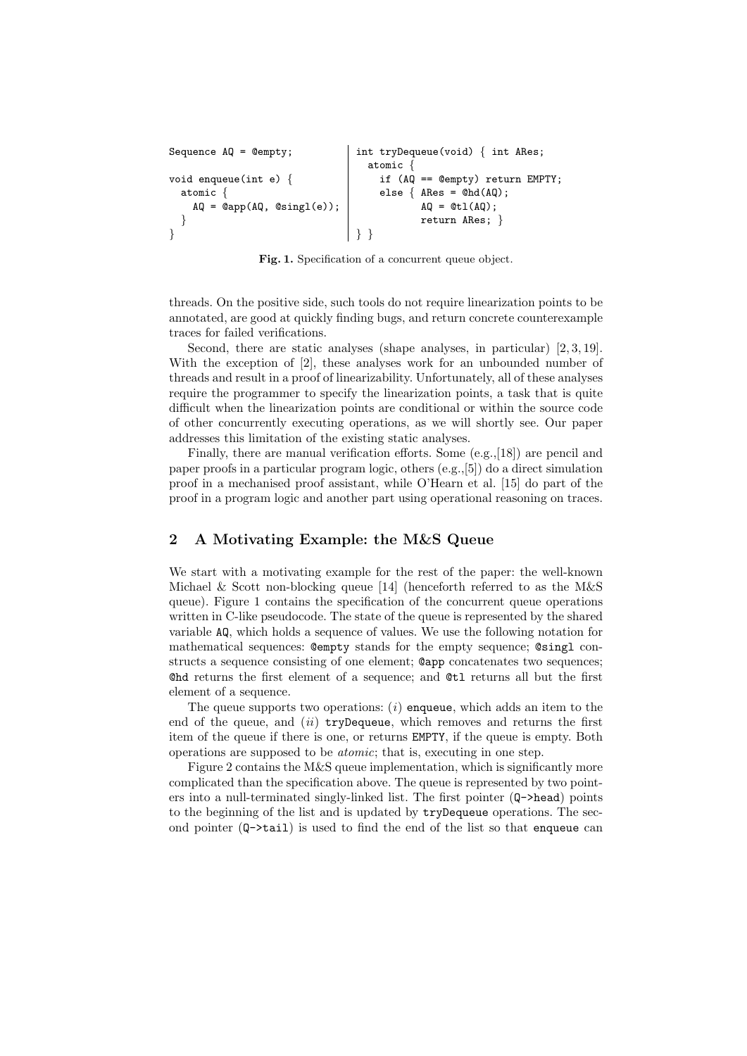```
Sequence AQ = @empty;

void enqueue(int e) {
  atomic {
    AQ = @app(AQ, @singl(e));
  }
}
```

```
int tryDequeue(void) { int ARes;
  atomic {
    if (AQ == @empty) return EMPTY;
    else { ARes = @hd(AQ);
           AQ = @tl(AQ);
           return ARes; }
} }
```

**Fig. 1.** Specification of a concurrent queue object.

threads. On the positive side, such tools do not require linearization points to be annotated, are good at quickly finding bugs, and return concrete counterexample traces for failed verifications.

Second, there are static analyses (shape analyses, in particular) [2, 3, 19]. With the exception of [2], these analyses work for an unbounded number of threads and result in a proof of linearizability. Unfortunately, all of these analyses require the programmer to specify the linearization points, a task that is quite difficult when the linearization points are conditional or within the source code of other concurrently executing operations, as we will shortly see. Our paper addresses this limitation of the existing static analyses.

Finally, there are manual verification efforts. Some (e.g.,[18]) are pencil and paper proofs in a particular program logic, others (e.g.,[5]) do a direct simulation proof in a mechanised proof assistant, while O'Hearn et al. [15] do part of the proof in a program logic and another part using operational reasoning on traces.

## 2 A Motivating Example: the M&S Queue

We start with a motivating example for the rest of the paper: the well-known Michael & Scott non-blocking queue [14] (henceforth referred to as the M&S queue). Figure 1 contains the specification of the concurrent queue operations written in C-like pseudocode. The state of the queue is represented by the shared variable `AQ`, which holds a sequence of values. We use the following notation for mathematical sequences: `@empty` stands for the empty sequence; `@singl` constructs a sequence consisting of one element; `@app` concatenates two sequences; `@hd` returns the first element of a sequence; and `@tl` returns all but the first element of a sequence.

The queue supports two operations: (*i*) `enqueue`, which adds an item to the end of the queue, and (*ii*) `tryDequeue`, which removes and returns the first item of the queue if there is one, or returns `EMPTY`, if the queue is empty. Both operations are supposed to be *atomic*; that is, executing in one step.

Figure 2 contains the M&S queue implementation, which is significantly more complicated than the specification above. The queue is represented by two pointers into a null-terminated singly-linked list. The first pointer (`Q->head`) points to the beginning of the list and is updated by `tryDequeue` operations. The second pointer (`Q->tail`) is used to find the end of the list so that `enqueue` can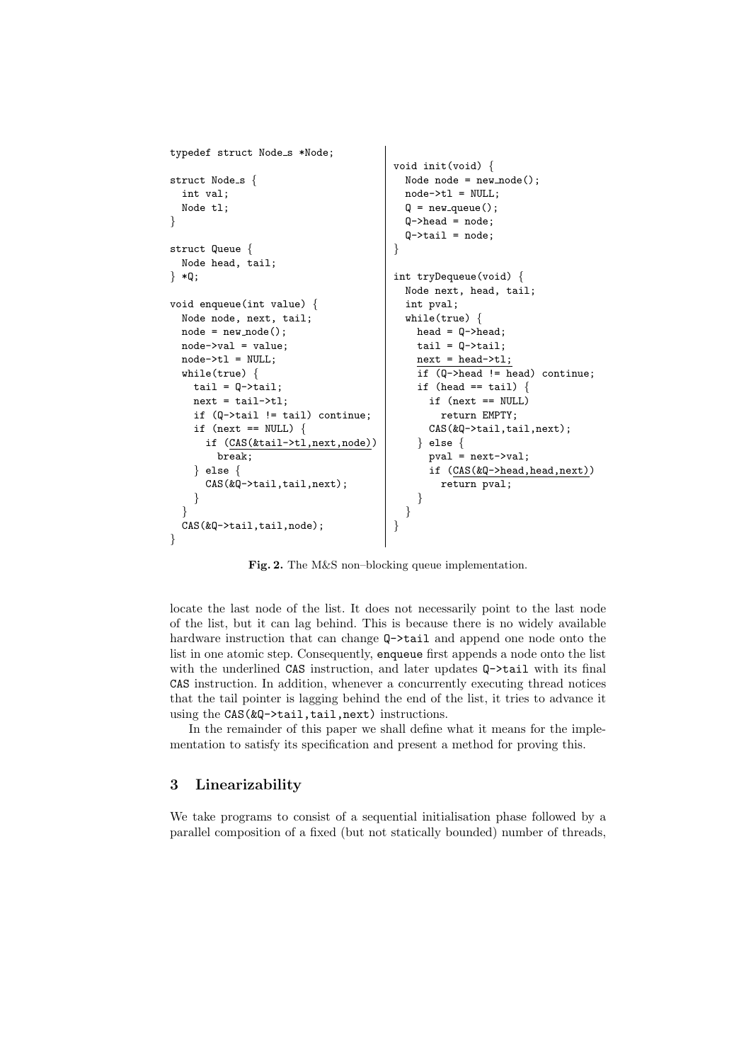```c
typedef struct Node_s *Node;

struct Node_s {
  int val;
  Node tl;
}

struct Queue {
  Node head, tail;
} *Q;

void enqueue(int value) {
  Node node, next, tail;
  node = new_node();
  node->val = value;
  node->tl = NULL;
  while(true) {
    tail = Q->tail;
    next = tail->tl;
    if (Q->tail != tail) continue;
    if (next == NULL) {
      if (CAS(&tail->tl,next,node))
        break;
    } else {
      CAS(&Q->tail,tail,next);
    }
  }
  CAS(&Q->tail,tail,node);
}
```

```c
void init(void) {
  Node node = new_node();
  node->tl = NULL;
  Q = new_queue();
  Q->head = node;
  Q->tail = node;
}

int tryDequeue(void) {
  Node next, head, tail;
  int pval;
  while(true) {
    head = Q->head;
    tail = Q->tail;
    next = head->tl;
    if (Q->head != head) continue;
    if (head == tail) {
      if (next == NULL)
        return EMPTY;
      CAS(&Q->tail,tail,next);
    } else {
      pval = next->val;
      if (CAS(&Q->head,head,next))
        return pval;
    }
  }
}
```

**Fig. 2.** The M&S non–blocking queue implementation.

locate the last node of the list. It does not necessarily point to the last node of the list, but it can lag behind. This is because there is no widely available hardware instruction that can change `Q->tail` and append one node onto the list in one atomic step. Consequently, `enqueue` first appends a node onto the list with the underlined `CAS` instruction, and later updates `Q->tail` with its final `CAS` instruction. In addition, whenever a concurrently executing thread notices that the tail pointer is lagging behind the end of the list, it tries to advance it using the `CAS(&Q->tail,tail,next)` instructions.

In the remainder of this paper we shall define what it means for the implementation to satisfy its specification and present a method for proving this.

## 3 Linearizability

We take programs to consist of a sequential initialisation phase followed by a parallel composition of a fixed (but not statically bounded) number of threads,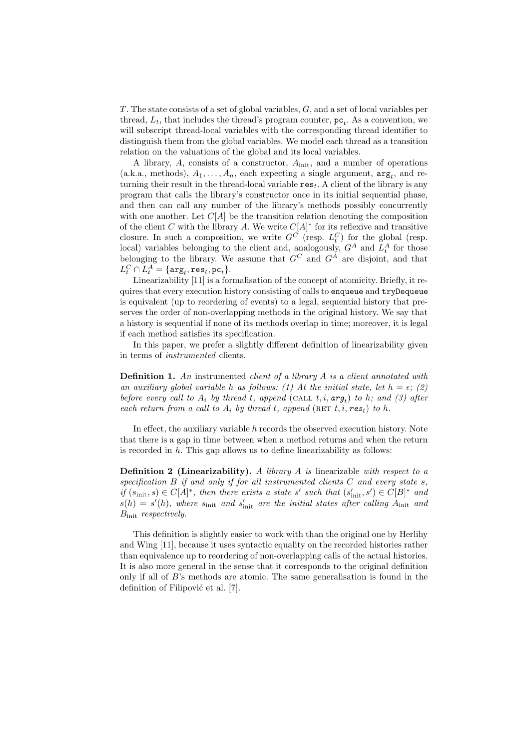$T$. The state consists of a set of global variables, $G$, and a set of local variables per thread, $L_t$, that includes the thread's program counter, $\mathtt{pc}_t$. As a convention, we will subscript thread-local variables with the corresponding thread identifier to distinguish them from the global variables. We model each thread as a transition relation on the valuations of the global and its local variables.

A library, $A$, consists of a constructor, $A_{\text{init}}$, and a number of operations (a.k.a., methods), $A_1, \ldots, A_n$, each expecting a single argument, $\mathtt{arg}_t$, and returning their result in the thread-local variable $\mathtt{res}_t$. A client of the library is any program that calls the library's constructor once in its initial sequential phase, and then can call any number of the library's methods possibly concurrently with one another. Let $C[A]$ be the transition relation denoting the composition of the client $C$ with the library $A$. We write $C[A]^*$ for its reflexive and transitive closure. In such a composition, we write $G^C$ (resp. $L_t^C$) for the global (resp. local) variables belonging to the client and, analogously, $G^A$ and $L_t^A$ for those belonging to the library. We assume that $G^C$ and $G^A$ are disjoint, and that $L_t^C \cap L_t^A = \{\mathtt{arg}_t, \mathtt{res}_t, \mathtt{pc}_t\}$.

Linearizability [11] is a formalisation of the concept of atomicity. Briefly, it requires that every execution history consisting of calls to `enqueue` and `tryDequeue` is equivalent (up to reordering of events) to a legal, sequential history that preserves the order of non-overlapping methods in the original history. We say that a history is sequential if none of its methods overlap in time; moreover, it is legal if each method satisfies its specification.

In this paper, we prefer a slightly different definition of linearizability given in terms of *instrumented* clients.

**Definition 1.** *An* instrumented *client of a library $A$ is a client annotated with an auxiliary global variable $h$ as follows: (1) At the initial state, let $h = \epsilon$; (2) before every call to $A_i$ by thread $t$, append $(\text{CALL } t, i, \mathtt{arg}_t)$ to $h$; and (3) after each return from a call to $A_i$ by thread $t$, append $(\text{RET } t, i, \mathtt{res}_t)$ to $h$.*

In effect, the auxiliary variable $h$ records the observed execution history. Note that there is a gap in time between when a method returns and when the return is recorded in $h$. This gap allows us to define linearizability as follows:

**Definition 2 (Linearizability).** *A library $A$ is* linearizable *with respect to a specification $B$ if and only if for all instrumented clients $C$ and every state $s$, if $(s_{\text{init}}, s) \in C[A]^*$, then there exists a state $s'$ such that $(s'_{\text{init}}, s') \in C[B]^*$ and $s(h) = s'(h)$, where $s_{\text{init}}$ and $s'_{\text{init}}$ are the initial states after calling $A_{\text{init}}$ and $B_{\text{init}}$ respectively.*

This definition is slightly easier to work with than the original one by Herlihy and Wing [11], because it uses syntactic equality on the recorded histories rather than equivalence up to reordering of non-overlapping calls of the actual histories. It is also more general in the sense that it corresponds to the original definition only if all of $B$'s methods are atomic. The same generalisation is found in the definition of Filipović et al. [7].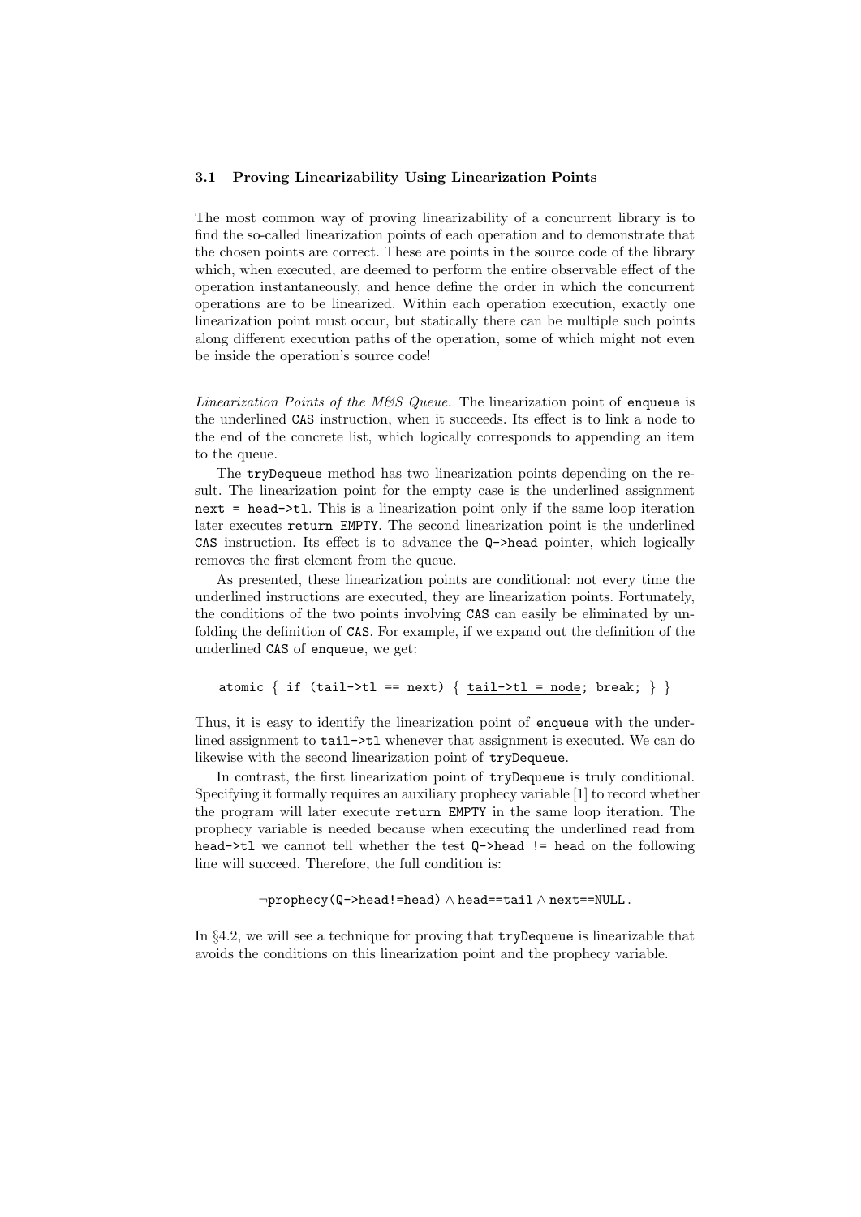### 3.1 Proving Linearizability Using Linearization Points

The most common way of proving linearizability of a concurrent library is to find the so-called linearization points of each operation and to demonstrate that the chosen points are correct. These are points in the source code of the library which, when executed, are deemed to perform the entire observable effect of the operation instantaneously, and hence define the order in which the concurrent operations are to be linearized. Within each operation execution, exactly one linearization point must occur, but statically there can be multiple such points along different execution paths of the operation, some of which might not even be inside the operation's source code!

*Linearization Points of the M&S Queue.* The linearization point of `enqueue` is the underlined `CAS` instruction, when it succeeds. Its effect is to link a node to the end of the concrete list, which logically corresponds to appending an item to the queue.

The `tryDequeue` method has two linearization points depending on the result. The linearization point for the empty case is the underlined assignment `next = head->tl`. This is a linearization point only if the same loop iteration later executes `return EMPTY`. The second linearization point is the underlined `CAS` instruction. Its effect is to advance the `Q->head` pointer, which logically removes the first element from the queue.

As presented, these linearization points are conditional: not every time the underlined instructions are executed, they are linearization points. Fortunately, the conditions of the two points involving `CAS` can easily be eliminated by unfolding the definition of `CAS`. For example, if we expand out the definition of the underlined `CAS` of `enqueue`, we get:

```
atomic { if (tail->tl == next) { tail->tl = node; break; } }
```

Thus, it is easy to identify the linearization point of `enqueue` with the underlined assignment to `tail->tl` whenever that assignment is executed. We can do likewise with the second linearization point of `tryDequeue`.

In contrast, the first linearization point of `tryDequeue` is truly conditional. Specifying it formally requires an auxiliary prophecy variable [1] to record whether the program will later execute `return EMPTY` in the same loop iteration. The prophecy variable is needed because when executing the underlined read from `head->tl` we cannot tell whether the test `Q->head != head` on the following line will succeed. Therefore, the full condition is:

$$\neg\texttt{prophecy(Q->head!=head)} \wedge \texttt{head==tail} \wedge \texttt{next==NULL}\,.$$

In §4.2, we will see a technique for proving that `tryDequeue` is linearizable that avoids the conditions on this linearization point and the prophecy variable.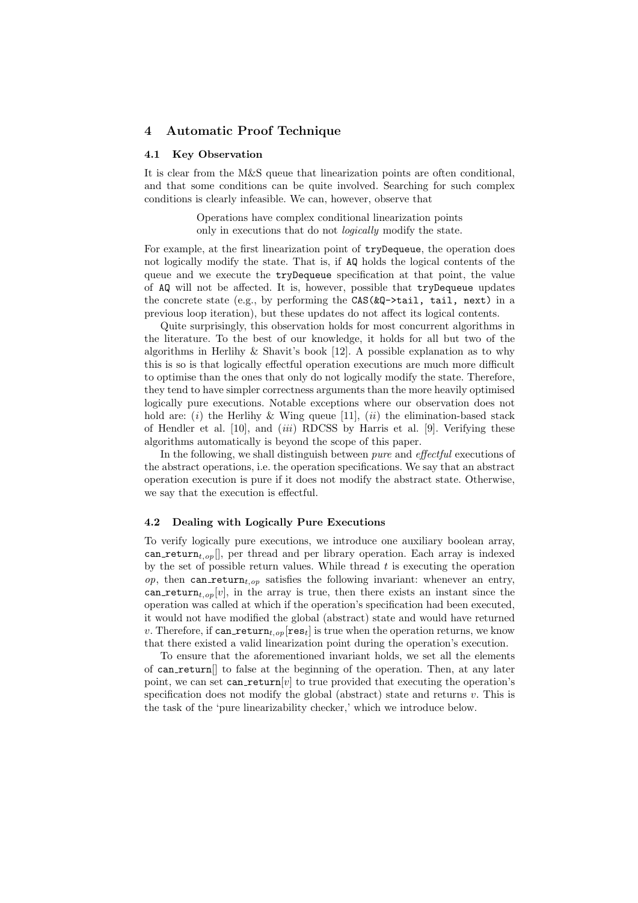## 4 Automatic Proof Technique

### 4.1 Key Observation

It is clear from the M&S queue that linearization points are often conditional, and that some conditions can be quite involved. Searching for such complex conditions is clearly infeasible. We can, however, observe that

> Operations have complex conditional linearization points only in executions that do not *logically* modify the state.

For example, at the first linearization point of `tryDequeue`, the operation does not logically modify the state. That is, if `AQ` holds the logical contents of the queue and we execute the `tryDequeue` specification at that point, the value of `AQ` will not be affected. It is, however, possible that `tryDequeue` updates the concrete state (e.g., by performing the `CAS(&Q->tail, tail, next)` in a previous loop iteration), but these updates do not affect its logical contents.

Quite surprisingly, this observation holds for most concurrent algorithms in the literature. To the best of our knowledge, it holds for all but two of the algorithms in Herlihy & Shavit's book [12]. A possible explanation as to why this is so is that logically effectful operation executions are much more difficult to optimise than the ones that only do not logically modify the state. Therefore, they tend to have simpler correctness arguments than the more heavily optimised logically pure executions. Notable exceptions where our observation does not hold are: (*i*) the Herlihy & Wing queue [11], (*ii*) the elimination-based stack of Hendler et al. [10], and (*iii*) RDCSS by Harris et al. [9]. Verifying these algorithms automatically is beyond the scope of this paper.

In the following, we shall distinguish between *pure* and *effectful* executions of the abstract operations, i.e. the operation specifications. We say that an abstract operation execution is pure if it does not modify the abstract state. Otherwise, we say that the execution is effectful.

### 4.2 Dealing with Logically Pure Executions

To verify logically pure executions, we introduce one auxiliary boolean array, $\texttt{can\_return}_{t,op}[]$, per thread and per library operation. Each array is indexed by the set of possible return values. While thread $t$ is executing the operation $op$, then $\texttt{can\_return}_{t,op}$ satisfies the following invariant: whenever an entry, $\texttt{can\_return}_{t,op}[v]$, in the array is true, then there exists an instant since the operation was called at which if the operation's specification had been executed, it would not have modified the global (abstract) state and would have returned $v$. Therefore, if $\texttt{can\_return}_{t,op}[\texttt{res}_t]$ is true when the operation returns, we know that there existed a valid linearization point during the operation's execution.

To ensure that the aforementioned invariant holds, we set all the elements of `can_return[]` to false at the beginning of the operation. Then, at any later point, we can set $\texttt{can\_return}[v]$ to true provided that executing the operation's specification does not modify the global (abstract) state and returns $v$. This is the task of the 'pure linearizability checker,' which we introduce below.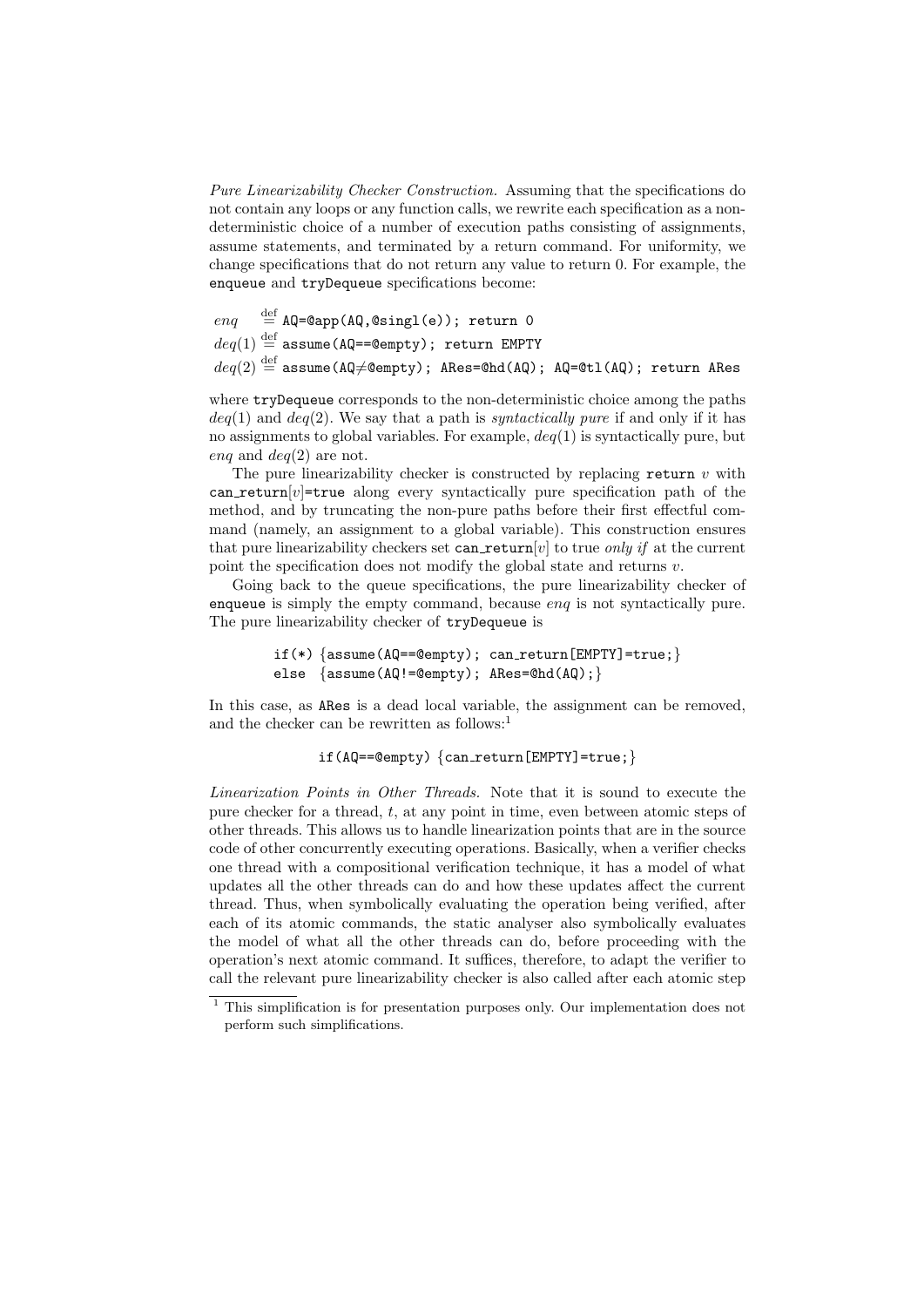*Pure Linearizability Checker Construction.* Assuming that the specifications do not contain any loops or any function calls, we rewrite each specification as a non-deterministic choice of a number of execution paths consisting of assignments, assume statements, and terminated by a return command. For uniformity, we change specifications that do not return any value to return 0. For example, the `enqueue` and `tryDequeue` specifications become:

$enq \stackrel{\text{def}}{=}$ `AQ=@app(AQ,@singl(e)); return 0`
$deq(1) \stackrel{\text{def}}{=}$ `assume(AQ==@empty); return EMPTY`
$deq(2) \stackrel{\text{def}}{=}$ `assume(AQ≠@empty); ARes=@hd(AQ); AQ=@tl(AQ); return ARes`

where `tryDequeue` corresponds to the non-deterministic choice among the paths $deq(1)$ and $deq(2)$. We say that a path is *syntactically pure* if and only if it has no assignments to global variables. For example, $deq(1)$ is syntactically pure, but $enq$ and $deq(2)$ are not.

The pure linearizability checker is constructed by replacing `return` $v$ with `can_return`$[v]$`=true` along every syntactically pure specification path of the method, and by truncating the non-pure paths before their first effectful command (namely, an assignment to a global variable). This construction ensures that pure linearizability checkers set `can_return`$[v]$ to true *only if* at the current point the specification does not modify the global state and returns $v$.

Going back to the queue specifications, the pure linearizability checker of `enqueue` is simply the empty command, because $enq$ is not syntactically pure. The pure linearizability checker of `tryDequeue` is

```
if(*) {assume(AQ==@empty); can_return[EMPTY]=true;}
else  {assume(AQ!=@empty); ARes=@hd(AQ);}
```

In this case, as `ARes` is a dead local variable, the assignment can be removed, and the checker can be rewritten as follows:[1]

```
if(AQ==@empty) {can_return[EMPTY]=true;}
```

*Linearization Points in Other Threads.* Note that it is sound to execute the pure checker for a thread, $t$, at any point in time, even between atomic steps of other threads. This allows us to handle linearization points that are in the source code of other concurrently executing operations. Basically, when a verifier checks one thread with a compositional verification technique, it has a model of what updates all the other threads can do and how these updates affect the current thread. Thus, when symbolically evaluating the operation being verified, after each of its atomic commands, the static analyser also symbolically evaluates the model of what all the other threads can do, before proceeding with the operation's next atomic command. It suffices, therefore, to adapt the verifier to call the relevant pure linearizability checker is also called after each atomic step

[1] This simplification is for presentation purposes only. Our implementation does not perform such simplifications.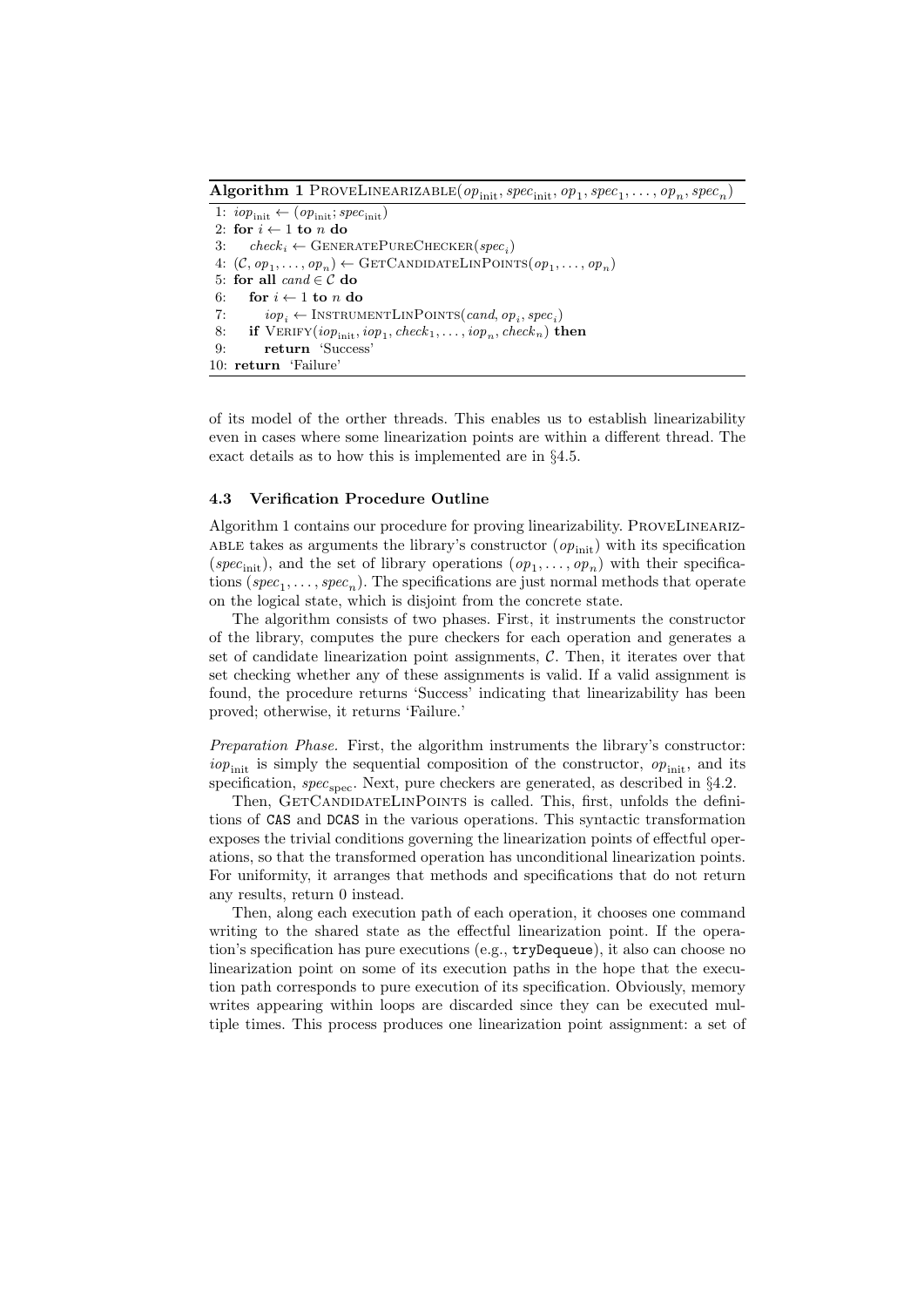**Algorithm 1** ProveLinearizable($op_{\text{init}}, spec_{\text{init}}, op_1, spec_1, \ldots, op_n, spec_n$)

```
1: iop_init ← (op_init; spec_init)
2: for i ← 1 to n do
3:    check_i ← GeneratePureChecker(spec_i)
4: (C, op_1, ..., op_n) ← GetCandidateLinPoints(op_1, ..., op_n)
5: for all cand ∈ C do
6:    for i ← 1 to n do
7:       iop_i ← InstrumentLinPoints(cand, op_i, spec_i)
8:    if Verify(iop_init, iop_1, check_1, ..., iop_n, check_n) then
9:       return 'Success'
10: return 'Failure'
```

of its model of the orther threads. This enables us to establish linearizability even in cases where some linearization points are within a different thread. The exact details as to how this is implemented are in §4.5.

### 4.3 Verification Procedure Outline

Algorithm 1 contains our procedure for proving linearizability. ProveLinearizable takes as arguments the library's constructor ($op_{\text{init}}$) with its specification ($spec_{\text{init}}$), and the set of library operations ($op_1, \ldots, op_n$) with their specifications ($spec_1, \ldots, spec_n$). The specifications are just normal methods that operate on the logical state, which is disjoint from the concrete state.

The algorithm consists of two phases. First, it instruments the constructor of the library, computes the pure checkers for each operation and generates a set of candidate linearization point assignments, $\mathcal{C}$. Then, it iterates over that set checking whether any of these assignments is valid. If a valid assignment is found, the procedure returns 'Success' indicating that linearizability has been proved; otherwise, it returns 'Failure.'

*Preparation Phase.* First, the algorithm instruments the library's constructor: $iop_{\text{init}}$ is simply the sequential composition of the constructor, $op_{\text{init}}$, and its specification, $spec_{\text{spec}}$. Next, pure checkers are generated, as described in §4.2.

Then, GetCandidateLinPoints is called. This, first, unfolds the definitions of `CAS` and `DCAS` in the various operations. This syntactic transformation exposes the trivial conditions governing the linearization points of effectful operations, so that the transformed operation has unconditional linearization points. For uniformity, it arranges that methods and specifications that do not return any results, return 0 instead.

Then, along each execution path of each operation, it chooses one command writing to the shared state as the effectful linearization point. If the operation's specification has pure executions (e.g., `tryDequeue`), it also can choose no linearization point on some of its execution paths in the hope that the execution path corresponds to pure execution of its specification. Obviously, memory writes appearing within loops are discarded since they can be executed multiple times. This process produces one linearization point assignment: a set of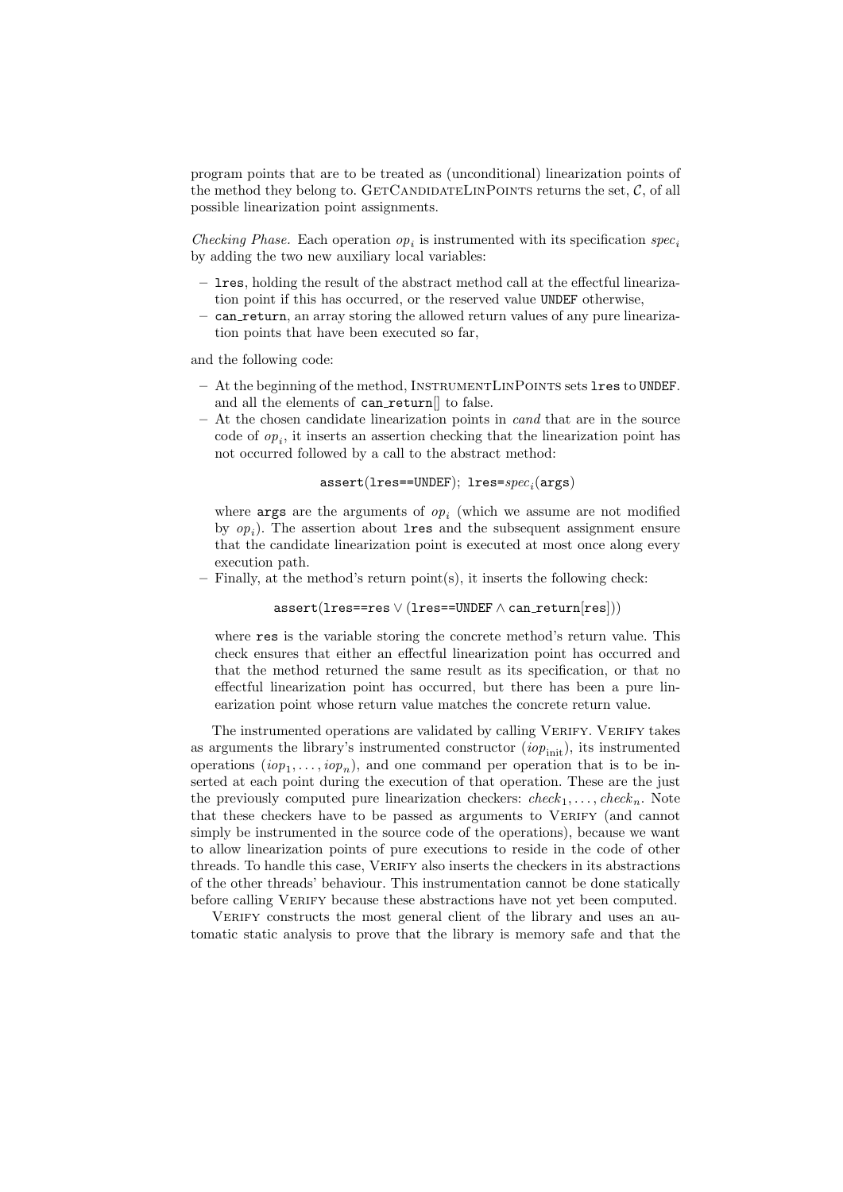program points that are to be treated as (unconditional) linearization points of the method they belong to. GetCandidateLinPoints returns the set, $\mathcal{C}$, of all possible linearization point assignments.

*Checking Phase.* Each operation $op_i$ is instrumented with its specification $spec_i$ by adding the two new auxiliary local variables:

- `lres`, holding the result of the abstract method call at the effectful linearization point if this has occurred, or the reserved value `UNDEF` otherwise,
- `can_return`, an array storing the allowed return values of any pure linearization points that have been executed so far,

and the following code:

- At the beginning of the method, InstrumentLinPoints sets `lres` to `UNDEF`. and all the elements of `can_return[]` to false.
- At the chosen candidate linearization points in *cand* that are in the source code of $op_i$, it inserts an assertion checking that the linearization point has not occurred followed by a call to the abstract method:

  `assert(lres==UNDEF); lres=`$spec_i$`(args)`

  where `args` are the arguments of $op_i$ (which we assume are not modified by $op_i$). The assertion about `lres` and the subsequent assignment ensure that the candidate linearization point is executed at most once along every execution path.
- Finally, at the method's return point(s), it inserts the following check:

  `assert(lres==res` $\vee$ `(lres==UNDEF` $\wedge$ `can_return[res]))`

  where `res` is the variable storing the concrete method's return value. This check ensures that either an effectful linearization point has occurred and that the method returned the same result as its specification, or that no effectful linearization point has occurred, but there has been a pure linearization point whose return value matches the concrete return value.

The instrumented operations are validated by calling Verify. Verify takes as arguments the library's instrumented constructor ($iop_{\text{init}}$), its instrumented operations ($iop_1, \ldots, iop_n$), and one command per operation that is to be inserted at each point during the execution of that operation. These are the just the previously computed pure linearization checkers: $check_1, \ldots, check_n$. Note that these checkers have to be passed as arguments to Verify (and cannot simply be instrumented in the source code of the operations), because we want to allow linearization points of pure executions to reside in the code of other threads. To handle this case, Verify also inserts the checkers in its abstractions of the other threads' behaviour. This instrumentation cannot be done statically before calling Verify because these abstractions have not yet been computed.

Verify constructs the most general client of the library and uses an automatic static analysis to prove that the library is memory safe and that the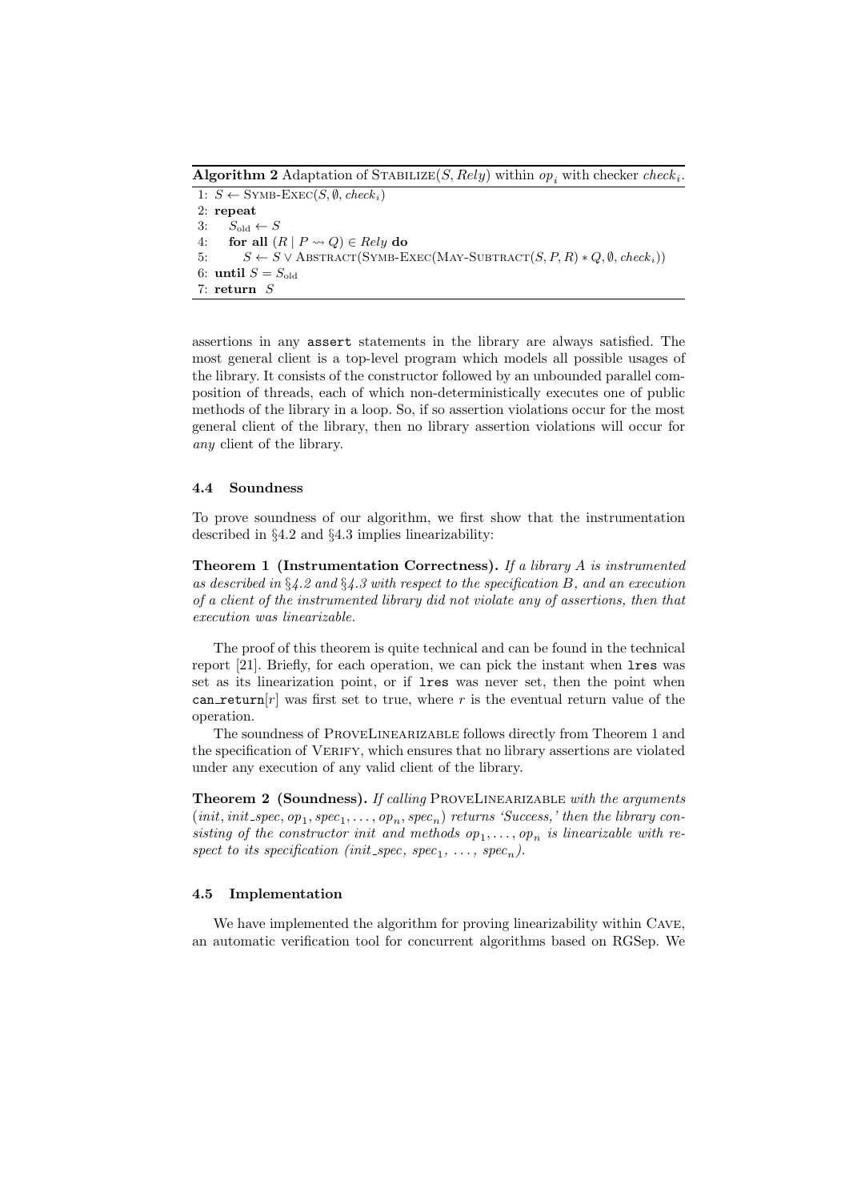**Algorithm 2** Adaptation of STABILIZE($S$, $Rely$) within $op_i$ with checker $check_i$.

```
1: S ← SYMB-EXEC(S, ∅, check_i)
2: repeat
3:    S_old ← S
4:    for all (R | P ⇝ Q) ∈ Rely do
5:       S ← S ∨ ABSTRACT(SYMB-EXEC(MAY-SUBTRACT(S, P, R) * Q, ∅, check_i))
6: until S = S_old
7: return S
```

assertions in any `assert` statements in the library are always satisfied. The most general client is a top-level program which models all possible usages of the library. It consists of the constructor followed by an unbounded parallel composition of threads, each of which non-deterministically executes one of public methods of the library in a loop. So, if so assertion violations occur for the most general client of the library, then no library assertion violations will occur for *any* client of the library.

### 4.4 Soundness

To prove soundness of our algorithm, we first show that the instrumentation described in §4.2 and §4.3 implies linearizability:

**Theorem 1 (Instrumentation Correctness).** *If a library $A$ is instrumented as described in §4.2 and §4.3 with respect to the specification $B$, and an execution of a client of the instrumented library did not violate any of assertions, then that execution was linearizable.*

The proof of this theorem is quite technical and can be found in the technical report [21]. Briefly, for each operation, we can pick the instant when `lres` was set as its linearization point, or if `lres` was never set, then the point when `can_return`$[r]$ was first set to true, where $r$ is the eventual return value of the operation.

The soundness of PROVELINEARIZABLE follows directly from Theorem 1 and the specification of VERIFY, which ensures that no library assertions are violated under any execution of any valid client of the library.

**Theorem 2 (Soundness).** *If calling* PROVELINEARIZABLE *with the arguments $(init, init\_spec, op_1, spec_1, \ldots, op_n, spec_n)$ returns 'Success,' then the library consisting of the constructor init and methods $op_1, \ldots, op_n$ is linearizable with respect to its specification $(init\_spec,\ spec_1,\ \ldots,\ spec_n)$.*

### 4.5 Implementation

We have implemented the algorithm for proving linearizability within CAVE, an automatic verification tool for concurrent algorithms based on RGSep. We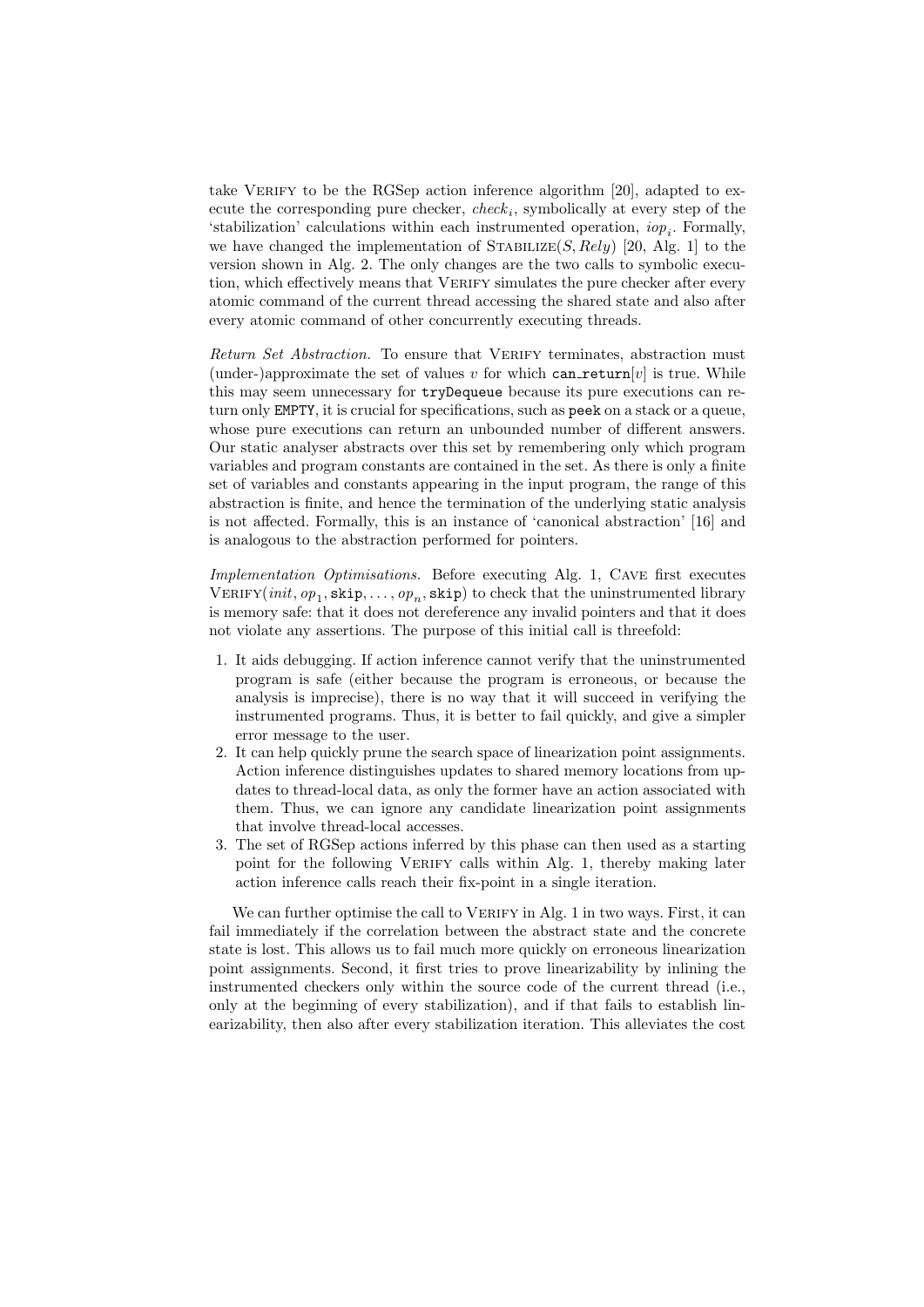take Verify to be the RGSep action inference algorithm [20], adapted to execute the corresponding pure checker, $check_i$, symbolically at every step of the 'stabilization' calculations within each instrumented operation, $iop_i$. Formally, we have changed the implementation of Stabilize$(S, Rely)$ [20, Alg. 1] to the version shown in Alg. 2. The only changes are the two calls to symbolic execution, which effectively means that Verify simulates the pure checker after every atomic command of the current thread accessing the shared state and also after every atomic command of other concurrently executing threads.

*Return Set Abstraction.* To ensure that Verify terminates, abstraction must (under-)approximate the set of values $v$ for which `can_return`$[v]$ is true. While this may seem unnecessary for `tryDequeue` because its pure executions can return only `EMPTY`, it is crucial for specifications, such as `peek` on a stack or a queue, whose pure executions can return an unbounded number of different answers. Our static analyser abstracts over this set by remembering only which program variables and program constants are contained in the set. As there is only a finite set of variables and constants appearing in the input program, the range of this abstraction is finite, and hence the termination of the underlying static analysis is not affected. Formally, this is an instance of 'canonical abstraction' [16] and is analogous to the abstraction performed for pointers.

*Implementation Optimisations.* Before executing Alg. 1, Cave first executes Verify$(init, op_1, \texttt{skip}, \ldots, op_n, \texttt{skip})$ to check that the uninstrumented library is memory safe: that it does not dereference any invalid pointers and that it does not violate any assertions. The purpose of this initial call is threefold:

1. It aids debugging. If action inference cannot verify that the uninstrumented program is safe (either because the program is erroneous, or because the analysis is imprecise), there is no way that it will succeed in verifying the instrumented programs. Thus, it is better to fail quickly, and give a simpler error message to the user.
2. It can help quickly prune the search space of linearization point assignments. Action inference distinguishes updates to shared memory locations from updates to thread-local data, as only the former have an action associated with them. Thus, we can ignore any candidate linearization point assignments that involve thread-local accesses.
3. The set of RGSep actions inferred by this phase can then used as a starting point for the following Verify calls within Alg. 1, thereby making later action inference calls reach their fix-point in a single iteration.

We can further optimise the call to Verify in Alg. 1 in two ways. First, it can fail immediately if the correlation between the abstract state and the concrete state is lost. This allows us to fail much more quickly on erroneous linearization point assignments. Second, it first tries to prove linearizability by inlining the instrumented checkers only within the source code of the current thread (i.e., only at the beginning of every stabilization), and if that fails to establish linearizability, then also after every stabilization iteration. This alleviates the cost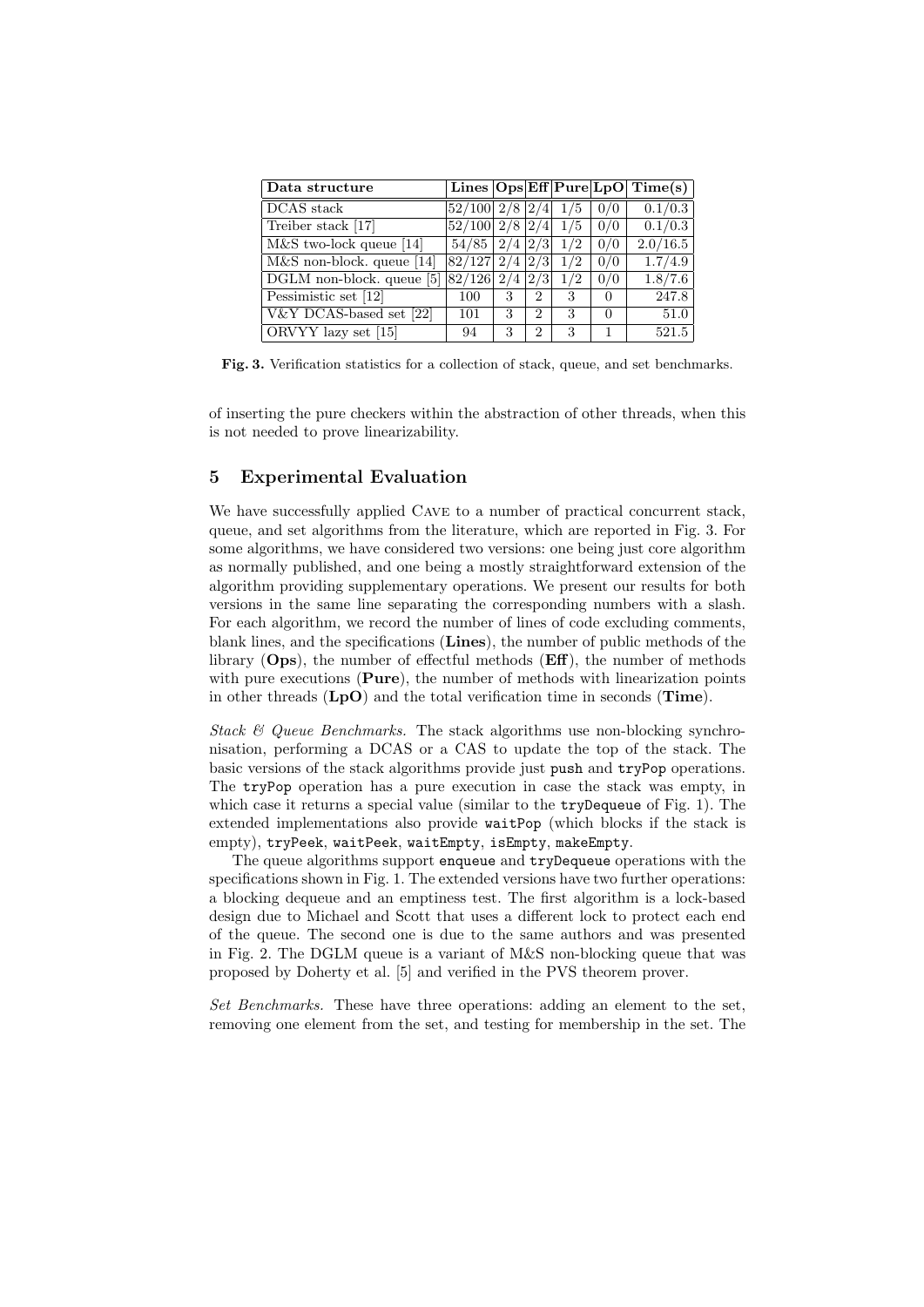| Data structure | Lines | Ops | Eff | Pure | LpO | Time(s) |
|---|---|---|---|---|---|---|
| DCAS stack | 52/100 | 2/8 | 2/4 | 1/5 | 0/0 | 0.1/0.3 |
| Treiber stack [17] | 52/100 | 2/8 | 2/4 | 1/5 | 0/0 | 0.1/0.3 |
| M&S two-lock queue [14] | 54/85 | 2/4 | 2/3 | 1/2 | 0/0 | 2.0/16.5 |
| M&S non-block. queue [14] | 82/127 | 2/4 | 2/3 | 1/2 | 0/0 | 1.7/4.9 |
| DGLM non-block. queue [5] | 82/126 | 2/4 | 2/3 | 1/2 | 0/0 | 1.8/7.6 |
| Pessimistic set [12] | 100 | 3 | 2 | 3 | 0 | 247.8 |
| V&Y DCAS-based set [22] | 101 | 3 | 2 | 3 | 0 | 51.0 |
| ORVYY lazy set [15] | 94 | 3 | 2 | 3 | 1 | 521.5 |

**Fig. 3.** Verification statistics for a collection of stack, queue, and set benchmarks.

of inserting the pure checkers within the abstraction of other threads, when this is not needed to prove linearizability.

## 5 Experimental Evaluation

We have successfully applied Cave to a number of practical concurrent stack, queue, and set algorithms from the literature, which are reported in Fig. 3. For some algorithms, we have considered two versions: one being just core algorithm as normally published, and one being a mostly straightforward extension of the algorithm providing supplementary operations. We present our results for both versions in the same line separating the corresponding numbers with a slash. For each algorithm, we record the number of lines of code excluding comments, blank lines, and the specifications (**Lines**), the number of public methods of the library (**Ops**), the number of effectful methods (**Eff**), the number of methods with pure executions (**Pure**), the number of methods with linearization points in other threads (**LpO**) and the total verification time in seconds (**Time**).

*Stack & Queue Benchmarks.* The stack algorithms use non-blocking synchronisation, performing a DCAS or a CAS to update the top of the stack. The basic versions of the stack algorithms provide just `push` and `tryPop` operations. The `tryPop` operation has a pure execution in case the stack was empty, in which case it returns a special value (similar to the `tryDequeue` of Fig. 1). The extended implementations also provide `waitPop` (which blocks if the stack is empty), `tryPeek`, `waitPeek`, `waitEmpty`, `isEmpty`, `makeEmpty`.

The queue algorithms support `enqueue` and `tryDequeue` operations with the specifications shown in Fig. 1. The extended versions have two further operations: a blocking dequeue and an emptiness test. The first algorithm is a lock-based design due to Michael and Scott that uses a different lock to protect each end of the queue. The second one is due to the same authors and was presented in Fig. 2. The DGLM queue is a variant of M&S non-blocking queue that was proposed by Doherty et al. [5] and verified in the PVS theorem prover.

*Set Benchmarks.* These have three operations: adding an element to the set, removing one element from the set, and testing for membership in the set. The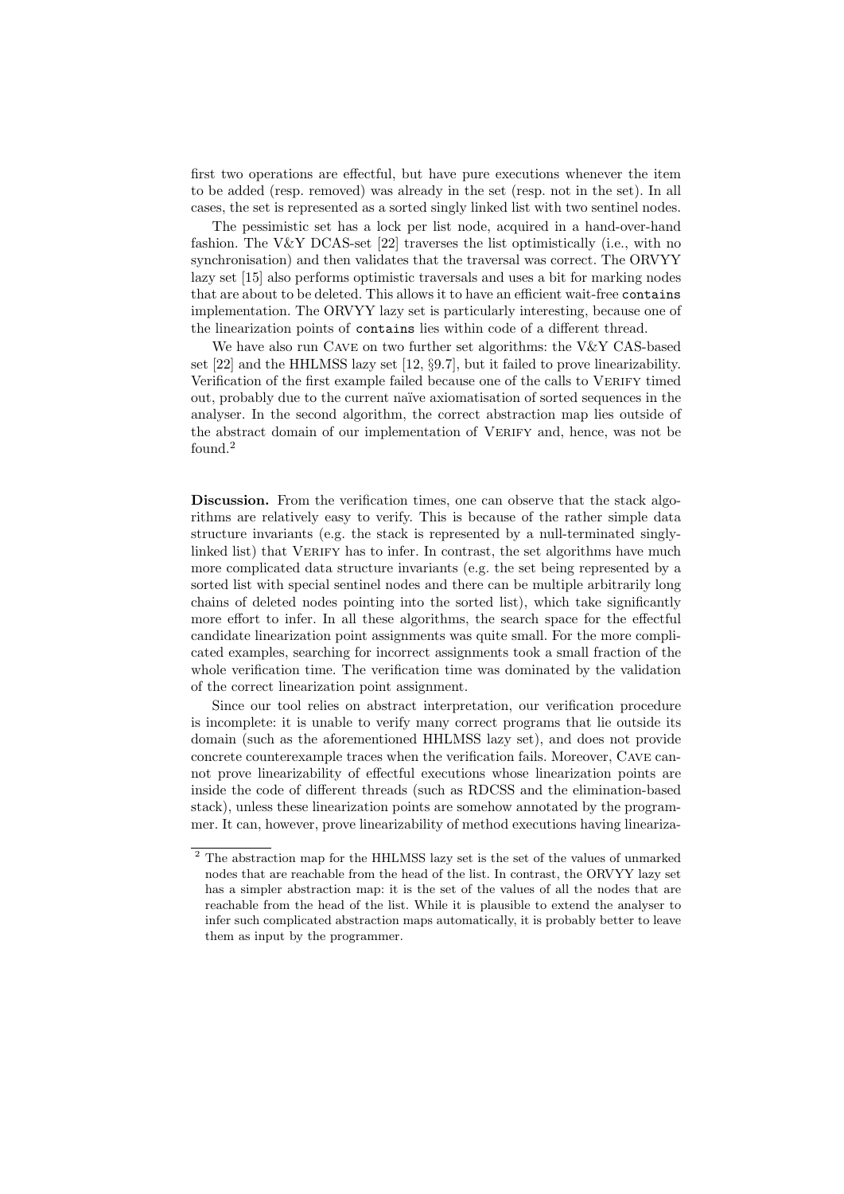first two operations are effectful, but have pure executions whenever the item to be added (resp. removed) was already in the set (resp. not in the set). In all cases, the set is represented as a sorted singly linked list with two sentinel nodes.

The pessimistic set has a lock per list node, acquired in a hand-over-hand fashion. The V&Y DCAS-set [22] traverses the list optimistically (i.e., with no synchronisation) and then validates that the traversal was correct. The ORVYY lazy set [15] also performs optimistic traversals and uses a bit for marking nodes that are about to be deleted. This allows it to have an efficient wait-free `contains` implementation. The ORVYY lazy set is particularly interesting, because one of the linearization points of `contains` lies within code of a different thread.

We have also run Cave on two further set algorithms: the V&Y CAS-based set [22] and the HHLMSS lazy set [12, §9.7], but it failed to prove linearizability. Verification of the first example failed because one of the calls to Verify timed out, probably due to the current naïve axiomatisation of sorted sequences in the analyser. In the second algorithm, the correct abstraction map lies outside of the abstract domain of our implementation of Verify and, hence, was not be found.[2]

**Discussion.** From the verification times, one can observe that the stack algorithms are relatively easy to verify. This is because of the rather simple data structure invariants (e.g. the stack is represented by a null-terminated singly-linked list) that Verify has to infer. In contrast, the set algorithms have much more complicated data structure invariants (e.g. the set being represented by a sorted list with special sentinel nodes and there can be multiple arbitrarily long chains of deleted nodes pointing into the sorted list), which take significantly more effort to infer. In all these algorithms, the search space for the effectful candidate linearization point assignments was quite small. For the more complicated examples, searching for incorrect assignments took a small fraction of the whole verification time. The verification time was dominated by the validation of the correct linearization point assignment.

Since our tool relies on abstract interpretation, our verification procedure is incomplete: it is unable to verify many correct programs that lie outside its domain (such as the aforementioned HHLMSS lazy set), and does not provide concrete counterexample traces when the verification fails. Moreover, Cave cannot prove linearizability of effectful executions whose linearization points are inside the code of different threads (such as RDCSS and the elimination-based stack), unless these linearization points are somehow annotated by the programmer. It can, however, prove linearizability of method executions having lineariza-

[2] The abstraction map for the HHLMSS lazy set is the set of the values of unmarked nodes that are reachable from the head of the list. In contrast, the ORVYY lazy set has a simpler abstraction map: it is the set of the values of all the nodes that are reachable from the head of the list. While it is plausible to extend the analyser to infer such complicated abstraction maps automatically, it is probably better to leave them as input by the programmer.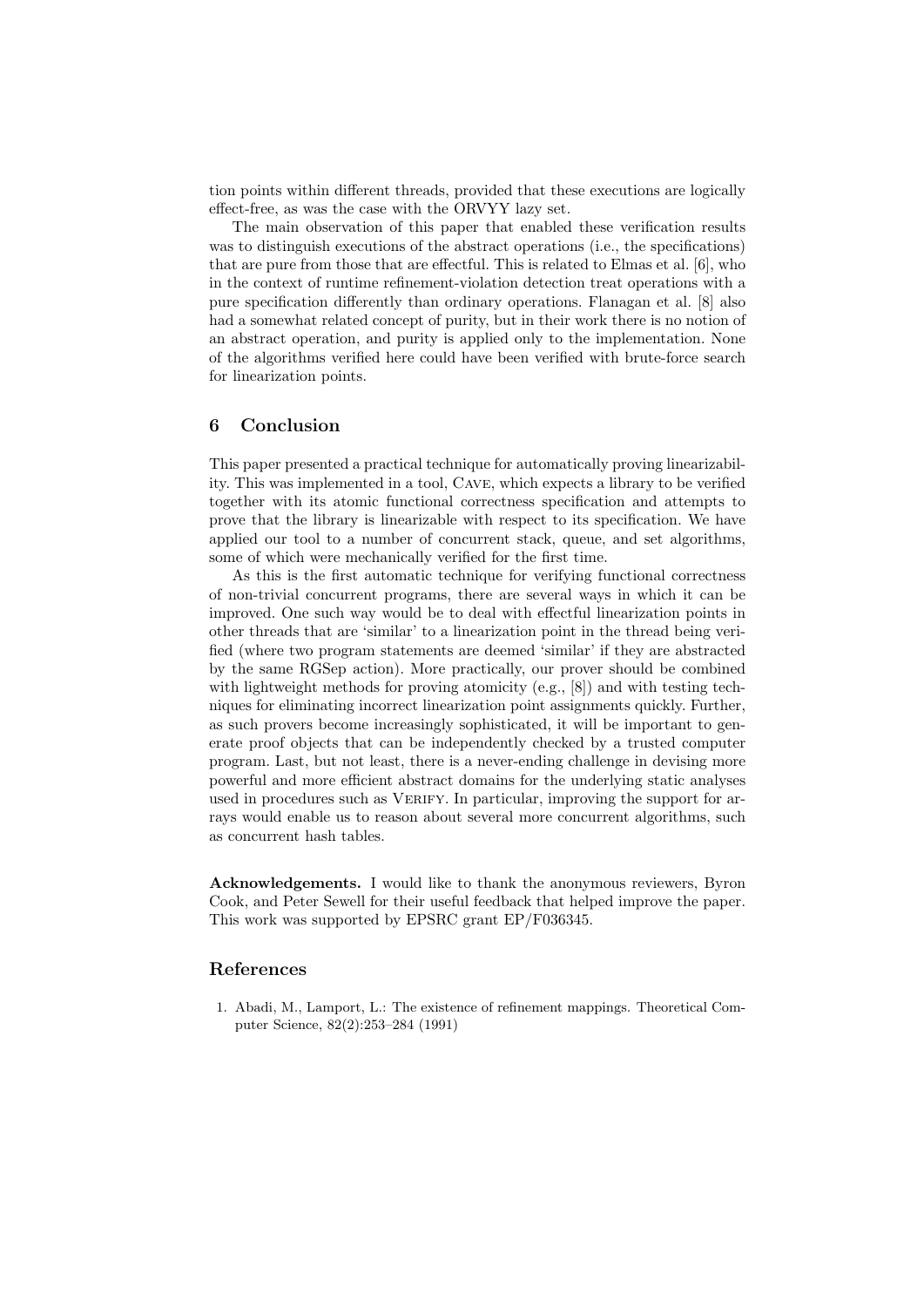tion points within different threads, provided that these executions are logically effect-free, as was the case with the ORVYY lazy set.

The main observation of this paper that enabled these verification results was to distinguish executions of the abstract operations (i.e., the specifications) that are pure from those that are effectful. This is related to Elmas et al. [6], who in the context of runtime refinement-violation detection treat operations with a pure specification differently than ordinary operations. Flanagan et al. [8] also had a somewhat related concept of purity, but in their work there is no notion of an abstract operation, and purity is applied only to the implementation. None of the algorithms verified here could have been verified with brute-force search for linearization points.

## 6 Conclusion

This paper presented a practical technique for automatically proving linearizability. This was implemented in a tool, Cave, which expects a library to be verified together with its atomic functional correctness specification and attempts to prove that the library is linearizable with respect to its specification. We have applied our tool to a number of concurrent stack, queue, and set algorithms, some of which were mechanically verified for the first time.

As this is the first automatic technique for verifying functional correctness of non-trivial concurrent programs, there are several ways in which it can be improved. One such way would be to deal with effectful linearization points in other threads that are 'similar' to a linearization point in the thread being verified (where two program statements are deemed 'similar' if they are abstracted by the same RGSep action). More practically, our prover should be combined with lightweight methods for proving atomicity (e.g., [8]) and with testing techniques for eliminating incorrect linearization point assignments quickly. Further, as such provers become increasingly sophisticated, it will be important to generate proof objects that can be independently checked by a trusted computer program. Last, but not least, there is a never-ending challenge in devising more powerful and more efficient abstract domains for the underlying static analyses used in procedures such as Verify. In particular, improving the support for arrays would enable us to reason about several more concurrent algorithms, such as concurrent hash tables.

**Acknowledgements.** I would like to thank the anonymous reviewers, Byron Cook, and Peter Sewell for their useful feedback that helped improve the paper. This work was supported by EPSRC grant EP/F036345.

## References

1. Abadi, M., Lamport, L.: The existence of refinement mappings. Theoretical Computer Science, 82(2):253–284 (1991)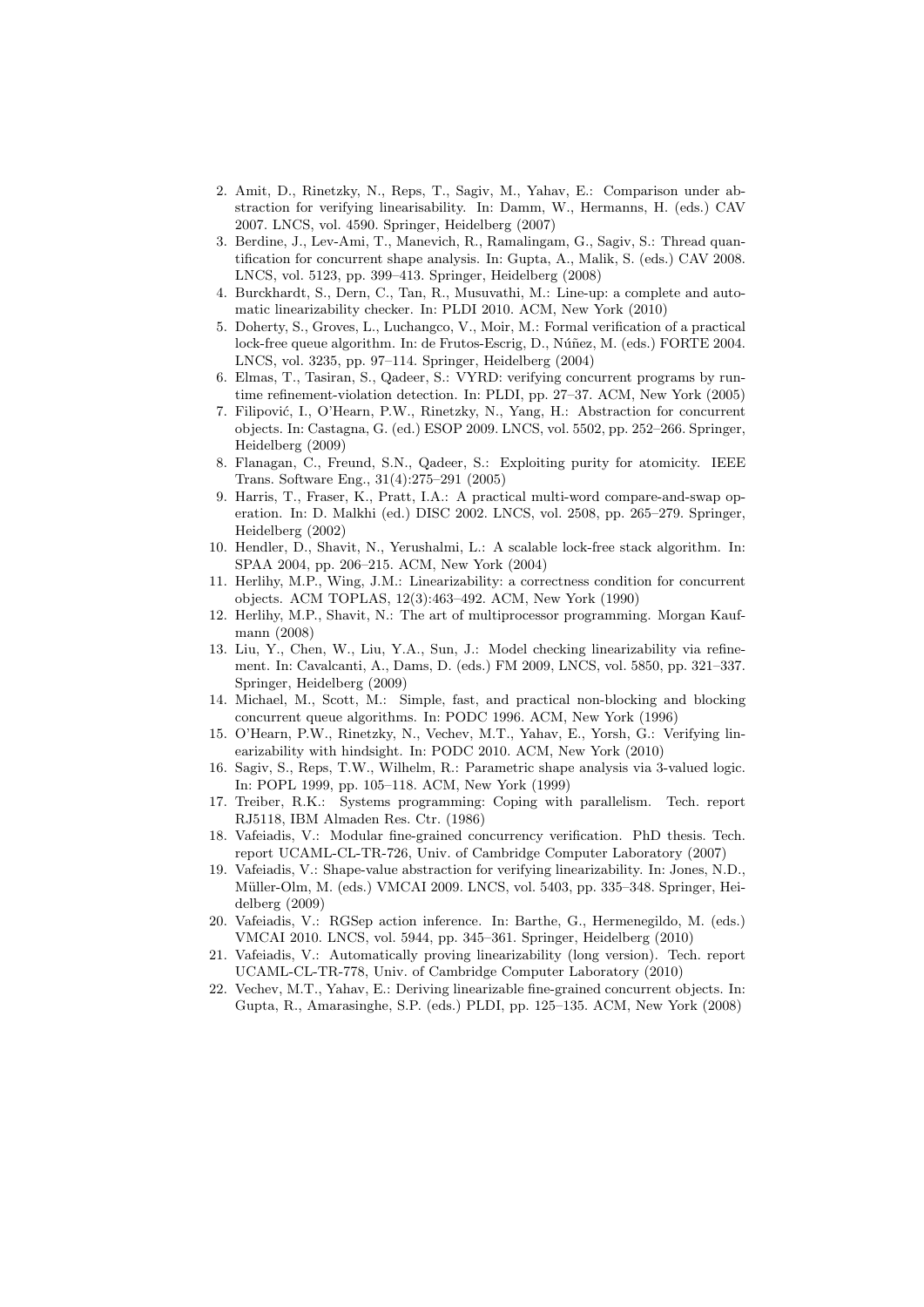2. Amit, D., Rinetzky, N., Reps, T., Sagiv, M., Yahav, E.: Comparison under abstraction for verifying linearisability. In: Damm, W., Hermanns, H. (eds.) CAV 2007. LNCS, vol. 4590. Springer, Heidelberg (2007)
3. Berdine, J., Lev-Ami, T., Manevich, R., Ramalingam, G., Sagiv, S.: Thread quantification for concurrent shape analysis. In: Gupta, A., Malik, S. (eds.) CAV 2008. LNCS, vol. 5123, pp. 399–413. Springer, Heidelberg (2008)
4. Burckhardt, S., Dern, C., Tan, R., Musuvathi, M.: Line-up: a complete and automatic linearizability checker. In: PLDI 2010. ACM, New York (2010)
5. Doherty, S., Groves, L., Luchangco, V., Moir, M.: Formal verification of a practical lock-free queue algorithm. In: de Frutos-Escrig, D., Núñez, M. (eds.) FORTE 2004. LNCS, vol. 3235, pp. 97–114. Springer, Heidelberg (2004)
6. Elmas, T., Tasiran, S., Qadeer, S.: VYRD: verifying concurrent programs by runtime refinement-violation detection. In: PLDI, pp. 27–37. ACM, New York (2005)
7. Filipović, I., O'Hearn, P.W., Rinetzky, N., Yang, H.: Abstraction for concurrent objects. In: Castagna, G. (ed.) ESOP 2009. LNCS, vol. 5502, pp. 252–266. Springer, Heidelberg (2009)
8. Flanagan, C., Freund, S.N., Qadeer, S.: Exploiting purity for atomicity. IEEE Trans. Software Eng., 31(4):275–291 (2005)
9. Harris, T., Fraser, K., Pratt, I.A.: A practical multi-word compare-and-swap operation. In: D. Malkhi (ed.) DISC 2002. LNCS, vol. 2508, pp. 265–279. Springer, Heidelberg (2002)
10. Hendler, D., Shavit, N., Yerushalmi, L.: A scalable lock-free stack algorithm. In: SPAA 2004, pp. 206–215. ACM, New York (2004)
11. Herlihy, M.P., Wing, J.M.: Linearizability: a correctness condition for concurrent objects. ACM TOPLAS, 12(3):463–492. ACM, New York (1990)
12. Herlihy, M.P., Shavit, N.: The art of multiprocessor programming. Morgan Kaufmann (2008)
13. Liu, Y., Chen, W., Liu, Y.A., Sun, J.: Model checking linearizability via refinement. In: Cavalcanti, A., Dams, D. (eds.) FM 2009, LNCS, vol. 5850, pp. 321–337. Springer, Heidelberg (2009)
14. Michael, M., Scott, M.: Simple, fast, and practical non-blocking and blocking concurrent queue algorithms. In: PODC 1996. ACM, New York (1996)
15. O'Hearn, P.W., Rinetzky, N., Vechev, M.T., Yahav, E., Yorsh, G.: Verifying linearizability with hindsight. In: PODC 2010. ACM, New York (2010)
16. Sagiv, S., Reps, T.W., Wilhelm, R.: Parametric shape analysis via 3-valued logic. In: POPL 1999, pp. 105–118. ACM, New York (1999)
17. Treiber, R.K.: Systems programming: Coping with parallelism. Tech. report RJ5118, IBM Almaden Res. Ctr. (1986)
18. Vafeiadis, V.: Modular fine-grained concurrency verification. PhD thesis. Tech. report UCAML-CL-TR-726, Univ. of Cambridge Computer Laboratory (2007)
19. Vafeiadis, V.: Shape-value abstraction for verifying linearizability. In: Jones, N.D., Müller-Olm, M. (eds.) VMCAI 2009. LNCS, vol. 5403, pp. 335–348. Springer, Heidelberg (2009)
20. Vafeiadis, V.: RGSep action inference. In: Barthe, G., Hermenegildo, M. (eds.) VMCAI 2010. LNCS, vol. 5944, pp. 345–361. Springer, Heidelberg (2010)
21. Vafeiadis, V.: Automatically proving linearizability (long version). Tech. report UCAML-CL-TR-778, Univ. of Cambridge Computer Laboratory (2010)
22. Vechev, M.T., Yahav, E.: Deriving linearizable fine-grained concurrent objects. In: Gupta, R., Amarasinghe, S.P. (eds.) PLDI, pp. 125–135. ACM, New York (2008)